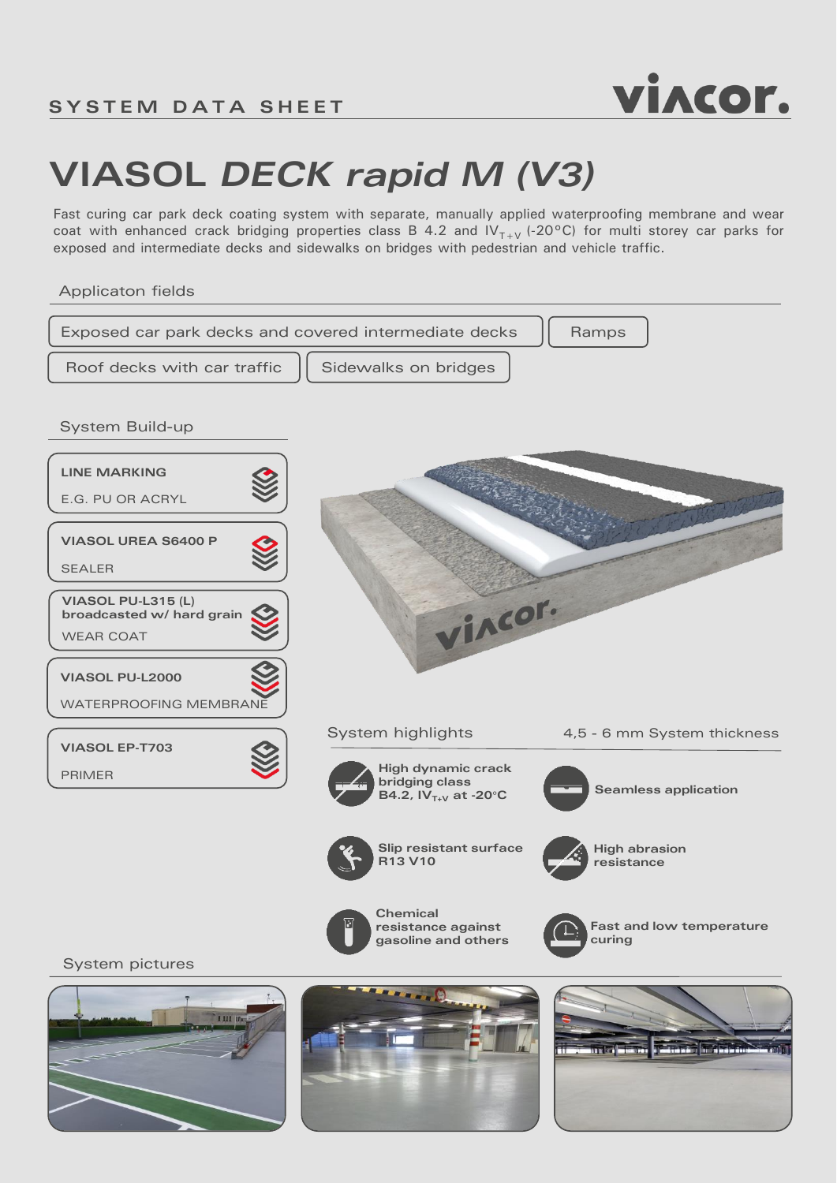SYSTEM DATA SHEET

# VIASOL *DECK rapid M (V3)*

Fast curing car park deck coating system with separate, manually applied waterproofing membrane and wear coat with enhanced crack bridging properties class B 4.2 and $IV_{T+V}$ (-20°C) for multi storey car parks for exposed and intermediate decks and sidewalks on bridges with pedestrian and vehicle traffic.

## Applicaton fields

- Exposed car park decks and covered intermediate decks
- Ramps
- Roof decks with car traffic
- Sidewalks on bridges

## System Build-up

- **LINE MARKING** – E.G. PU OR ACRYL
- **VIASOL UREA S6400 P** – SEALER
- **VIASOL PU-L315 (L) broadcasted w/ hard grain** – WEAR COAT
- **VIASOL PU-L2000** – WATERPROOFING MEMBRANE
- **VIASOL EP-T703** – PRIMER

## System highlights

4,5 - 6 mm System thickness

- **High dynamic crack bridging class B4.2, $IV_{T+V}$ at -20°C**
- **Seamless application**
- **Slip resistant surface R13 V10**
- **High abrasion resistance**
- **Chemical resistance against gasoline and others**
- **Fast and low temperature curing**

## System pictures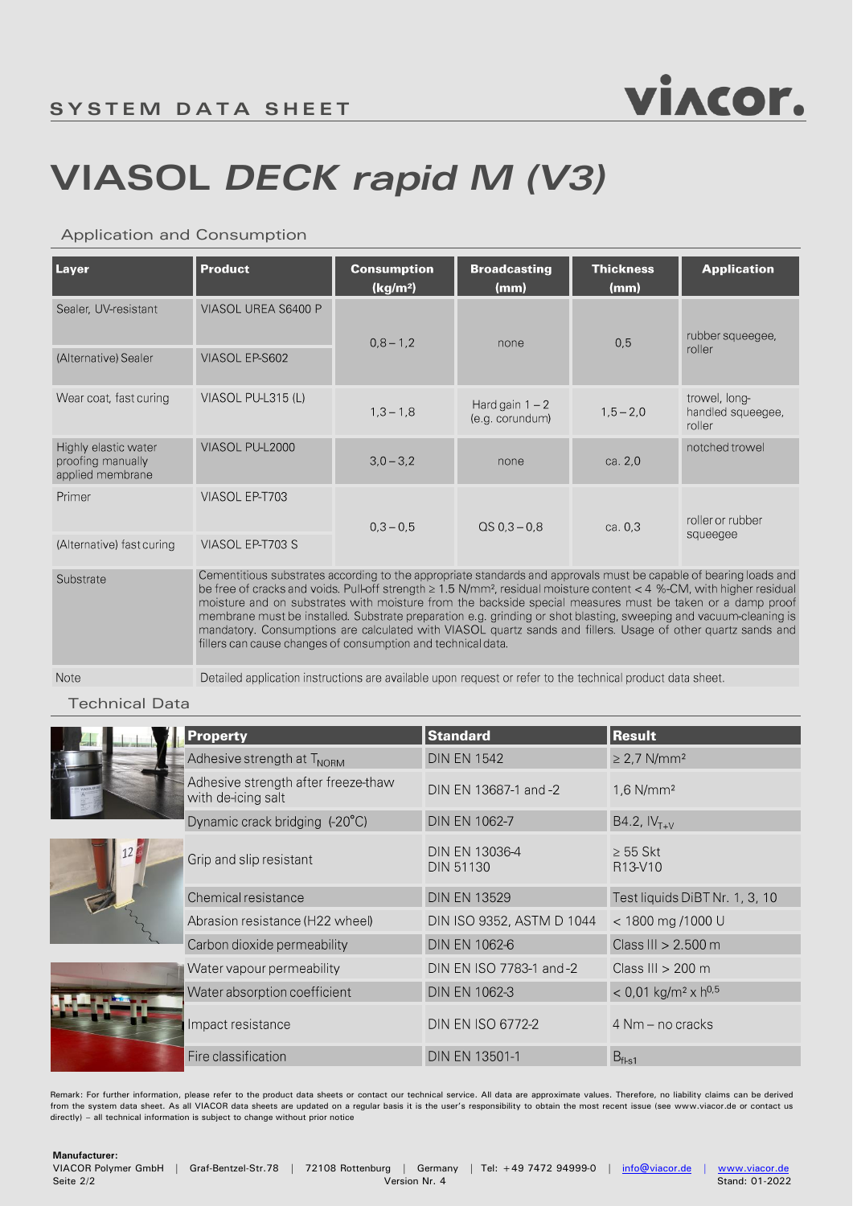SYSTEM DATA SHEET

# VIASOL *DECK rapid M (V3)*

## Application and Consumption

| Layer | Product | Consumption (kg/m²) | Broadcasting (mm) | Thickness (mm) | Application |
|---|---|---|---|---|---|
| Sealer, UV-resistant | VIASOL UREA S6400 P | 0,8 – 1,2 | none | 0,5 | rubber squeegee, roller |
| (Alternative) Sealer | VIASOL EP-S602 | | | | |
| Wear coat, fast curing | VIASOL PU-L315 (L) | 1,3 – 1,8 | Hard gain 1 – 2 (e.g. corundum) | 1,5 – 2,0 | trowel, long-handled squeegee, roller |
| Highly elastic water proofing manually applied membrane | VIASOL PU-L2000 | 3,0 – 3,2 | none | ca. 2,0 | notched trowel |
| Primer | VIASOL EP-T703 | 0,3 – 0,5 | QS 0,3 – 0,8 | ca. 0,3 | roller or rubber squeegee |
| (Alternative) fast curing | VIASOL EP-T703 S | | | | |
| Substrate | Cementitious substrates according to the appropriate standards and approvals must be capable of bearing loads and be free of cracks and voids. Pull-off strength ≥ 1.5 N/mm², residual moisture content < 4 %-CM, with higher residual moisture and on substrates with moisture from the backside special measures must be taken or a damp proof membrane must be installed. Substrate preparation e.g. grinding or shot blasting, sweeping and vacuum-cleaning is mandatory. Consumptions are calculated with VIASOL quartz sands and fillers. Usage of other quartz sands and fillers can cause changes of consumption and technical data. | | | | |
| Note | Detailed application instructions are available upon request or refer to the technical product data sheet. | | | | |

## Technical Data

| Property | Standard | Result |
|---|---|---|
| Adhesive strength at $T_{NORM}$ | DIN EN 1542 | ≥ 2,7 N/mm² |
| Adhesive strength after freeze-thaw with de-icing salt | DIN EN 13687-1 and -2 | 1,6 N/mm² |
| Dynamic crack bridging (-20°C) | DIN EN 1062-7 | B4.2, $IV_{T+V}$ |
| Grip and slip resistant | DIN EN 13036-4<br>DIN 51130 | ≥ 55 Skt<br>R13-V10 |
| Chemical resistance | DIN EN 13529 | Test liquids DiBT Nr. 1, 3, 10 |
| Abrasion resistance (H22 wheel) | DIN ISO 9352, ASTM D 1044 | < 1800 mg /1000 U |
| Carbon dioxide permeability | DIN EN 1062-6 | Class III > 2.500 m |
| Water vapour permeability | DIN EN ISO 7783-1 and -2 | Class III > 200 m |
| Water absorption coefficient | DIN EN 1062-3 | < 0,01 kg/m² x $h^{0,5}$ |
| Impact resistance | DIN EN ISO 6772-2 | 4 Nm – no cracks |
| Fire classification | DIN EN 13501-1 | $B_{fl}$-s1 |

Remark: For further information, please refer to the product data sheets or contact our technical service. All data are approximate values. Therefore, no liability claims can be derived from the system data sheet. As all VIACOR data sheets are updated on a regular basis it is the user's responsibility to obtain the most recent issue (see www.viacor.de or contact us directly) – all technical information is subject to change without prior notice

**Manufacturer:**
VIACOR Polymer GmbH | Graf-Bentzel-Str.78 | 72108 Rottenburg | Germany | Tel: +49 7472 94999-0 | info@viacor.de | www.viacor.de
Version Nr. 4 Stand: 01-2022